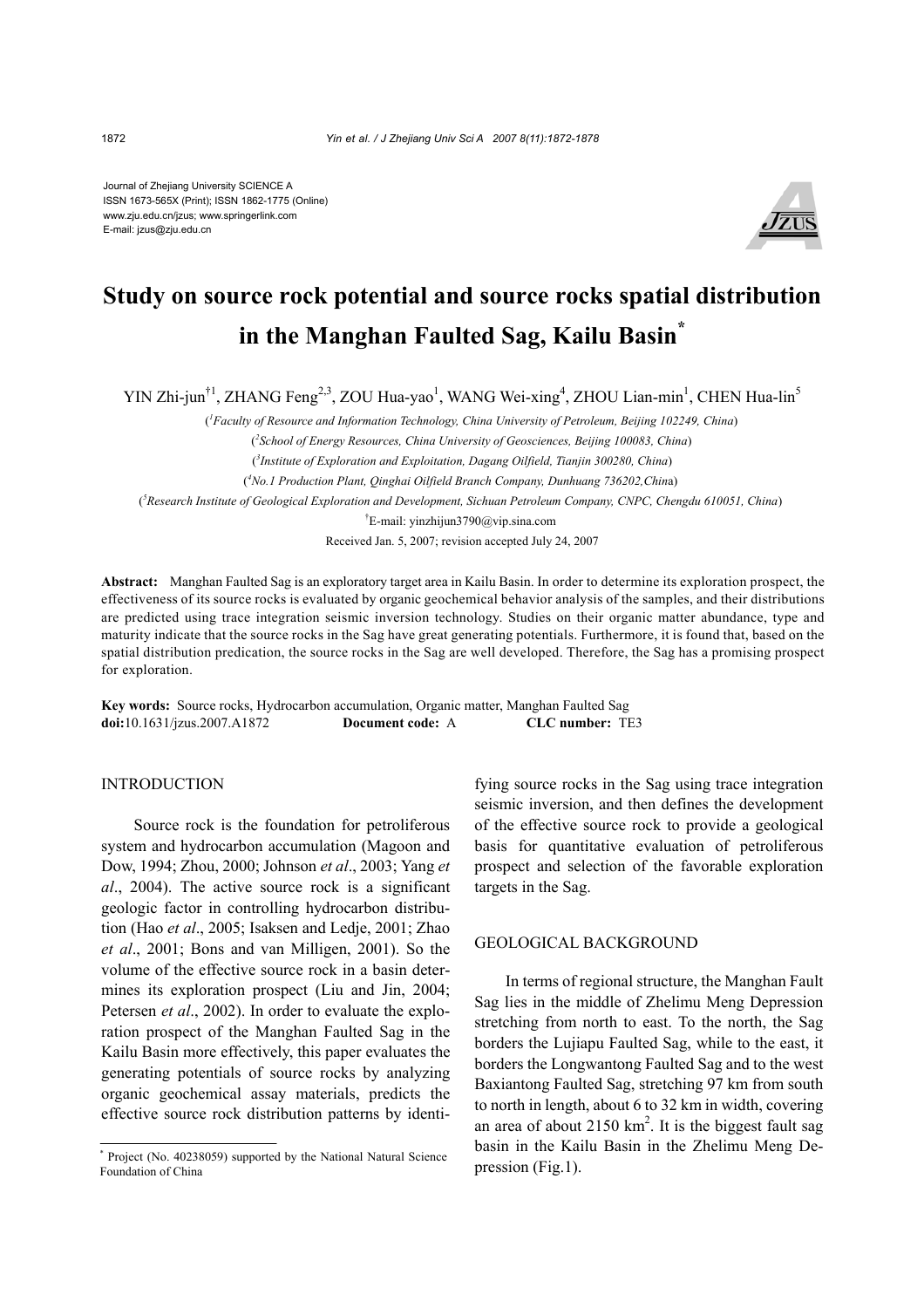Journal of Zhejiang University SCIENCE A
ISSN 1673-565X (Print); ISSN 1862-1775 (Online)
www.zju.edu.cn/jzus; www.springerlink.com
E-mail: jzus@zju.edu.cn

# Study on source rock potential and source rocks spatial distribution in the Manghan Faulted Sag, Kailu Basin*

YIN Zhi-jun†[1], ZHANG Feng[2,3], ZOU Hua-yao[1], WANG Wei-xing[4], ZHOU Lian-min[1], CHEN Hua-lin[5]

([1]*Faculty of Resource and Information Technology, China University of Petroleum, Beijing 102249, China*)

([2]*School of Energy Resources, China University of Geosciences, Beijing 100083, China*)

([3]*Institute of Exploration and Exploitation, Dagang Oilfield, Tianjin 300280, China*)

([4]*No.1 Production Plant, Qinghai Oilfield Branch Company, Dunhuang 736202, China*)

([5]*Research Institute of Geological Exploration and Development, Sichuan Petroleum Company, CNPC, Chengdu 610051, China*)

†E-mail: yinzhijun3790@vip.sina.com

Received Jan. 5, 2007; revision accepted July 24, 2007

**Abstract:** Manghan Faulted Sag is an exploratory target area in Kailu Basin. In order to determine its exploration prospect, the effectiveness of its source rocks is evaluated by organic geochemical behavior analysis of the samples, and their distributions are predicted using trace integration seismic inversion technology. Studies on their organic matter abundance, type and maturity indicate that the source rocks in the Sag have great generating potentials. Furthermore, it is found that, based on the spatial distribution predication, the source rocks in the Sag are well developed. Therefore, the Sag has a promising prospect for exploration.

**Key words:** Source rocks, Hydrocarbon accumulation, Organic matter, Manghan Faulted Sag
**doi:**10.1631/jzus.2007.A1872 **Document code:** A **CLC number:** TE3

## INTRODUCTION

Source rock is the foundation for petroliferous system and hydrocarbon accumulation (Magoon and Dow, 1994; Zhou, 2000; Johnson *et al*., 2003; Yang *et al*., 2004). The active source rock is a significant geologic factor in controlling hydrocarbon distribution (Hao *et al*., 2005; Isaksen and Ledje, 2001; Zhao *et al*., 2001; Bons and van Milligen, 2001). So the volume of the effective source rock in a basin determines its exploration prospect (Liu and Jin, 2004; Petersen *et al*., 2002). In order to evaluate the exploration prospect of the Manghan Faulted Sag in the Kailu Basin more effectively, this paper evaluates the generating potentials of source rocks by analyzing organic geochemical assay materials, predicts the effective source rock distribution patterns by identifying source rocks in the Sag using trace integration seismic inversion, and then defines the development of the effective source rock to provide a geological basis for quantitative evaluation of petroliferous prospect and selection of the favorable exploration targets in the Sag.

## GEOLOGICAL BACKGROUND

In terms of regional structure, the Manghan Fault Sag lies in the middle of Zhelimu Meng Depression stretching from north to east. To the north, the Sag borders the Lujiapu Faulted Sag, while to the east, it borders the Longwantong Faulted Sag and to the west Baxiantong Faulted Sag, stretching 97 km from south to north in length, about 6 to 32 km in width, covering an area of about 2150 km$^2$. It is the biggest fault sag basin in the Kailu Basin in the Zhelimu Meng Depression (Fig.1).

---

* Project (No. 40238059) supported by the National Natural Science Foundation of China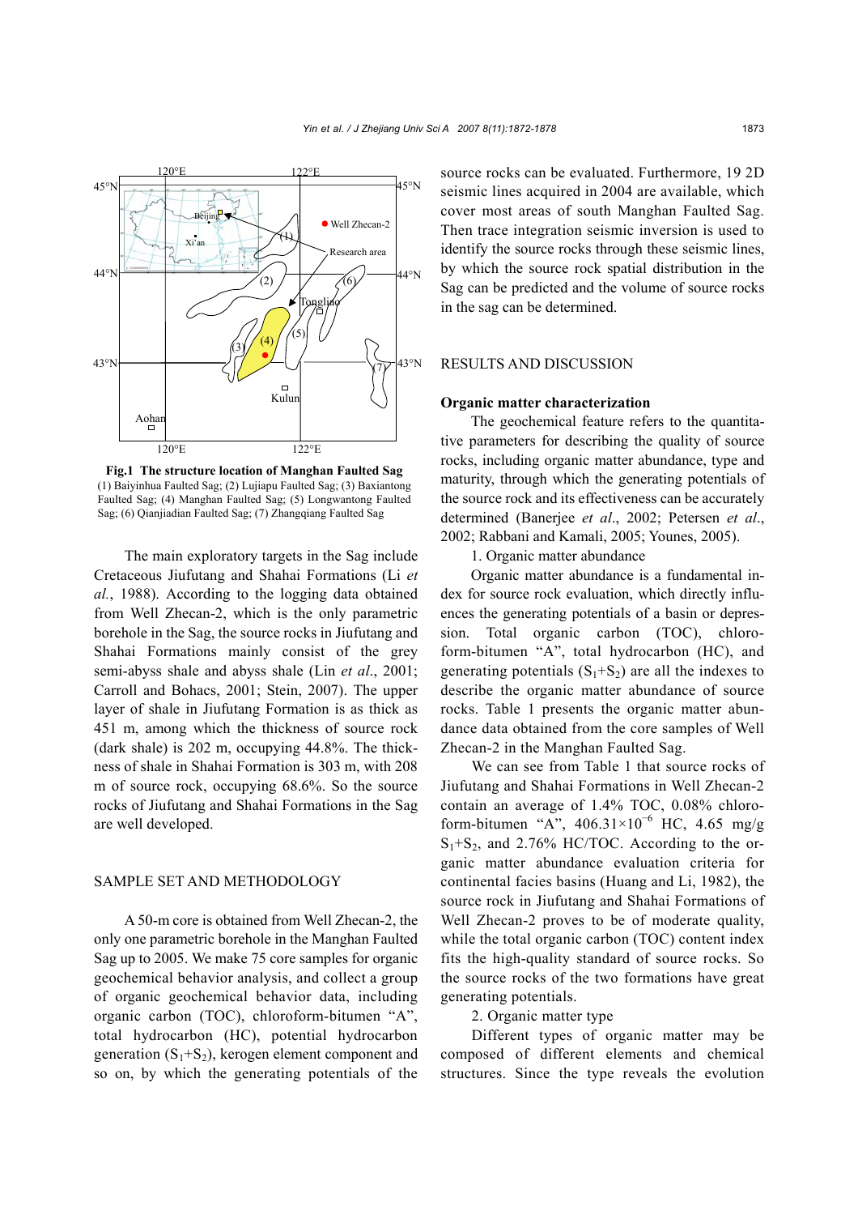**Fig.1 The structure location of Manghan Faulted Sag**
(1) Baiyinhua Faulted Sag; (2) Lujiapu Faulted Sag; (3) Baxiantong Faulted Sag; (4) Manghan Faulted Sag; (5) Longwantong Faulted Sag; (6) Qianjiadian Faulted Sag; (7) Zhangqiang Faulted Sag

The main exploratory targets in the Sag include Cretaceous Jiufutang and Shahai Formations (Li *et al.*, 1988). According to the logging data obtained from Well Zhecan-2, which is the only parametric borehole in the Sag, the source rocks in Jiufutang and Shahai Formations mainly consist of the grey semi-abyss shale and abyss shale (Lin *et al*., 2001; Carroll and Bohacs, 2001; Stein, 2007). The upper layer of shale in Jiufutang Formation is as thick as 451 m, among which the thickness of source rock (dark shale) is 202 m, occupying 44.8%. The thickness of shale in Shahai Formation is 303 m, with 208 m of source rock, occupying 68.6%. So the source rocks of Jiufutang and Shahai Formations in the Sag are well developed.

## SAMPLE SET AND METHODOLOGY

A 50-m core is obtained from Well Zhecan-2, the only one parametric borehole in the Manghan Faulted Sag up to 2005. We make 75 core samples for organic geochemical behavior analysis, and collect a group of organic geochemical behavior data, including organic carbon (TOC), chloroform-bitumen "A", total hydrocarbon (HC), potential hydrocarbon generation ($S_1$+$S_2$), kerogen element component and so on, by which the generating potentials of the source rocks can be evaluated. Furthermore, 19 2D seismic lines acquired in 2004 are available, which cover most areas of south Manghan Faulted Sag. Then trace integration seismic inversion is used to identify the source rocks through these seismic lines, by which the source rock spatial distribution in the Sag can be predicted and the volume of source rocks in the sag can be determined.

## RESULTS AND DISCUSSION

### Organic matter characterization

The geochemical feature refers to the quantitative parameters for describing the quality of source rocks, including organic matter abundance, type and maturity, through which the generating potentials of the source rock and its effectiveness can be accurately determined (Banerjee *et al*., 2002; Petersen *et al*., 2002; Rabbani and Kamali, 2005; Younes, 2005).

1. Organic matter abundance

Organic matter abundance is a fundamental index for source rock evaluation, which directly influences the generating potentials of a basin or depression. Total organic carbon (TOC), chloroform-bitumen "A", total hydrocarbon (HC), and generating potentials ($S_1$+$S_2$) are all the indexes to describe the organic matter abundance of source rocks. Table 1 presents the organic matter abundance data obtained from the core samples of Well Zhecan-2 in the Manghan Faulted Sag.

We can see from Table 1 that source rocks of Jiufutang and Shahai Formations in Well Zhecan-2 contain an average of 1.4% TOC, 0.08% chloroform-bitumen "A", $406.31\times10^{-6}$ HC, 4.65 mg/g $S_1$+$S_2$, and 2.76% HC/TOC. According to the organic matter abundance evaluation criteria for continental facies basins (Huang and Li, 1982), the source rock in Jiufutang and Shahai Formations of Well Zhecan-2 proves to be of moderate quality, while the total organic carbon (TOC) content index fits the high-quality standard of source rocks. So the source rocks of the two formations have great generating potentials.

2. Organic matter type

Different types of organic matter may be composed of different elements and chemical structures. Since the type reveals the evolution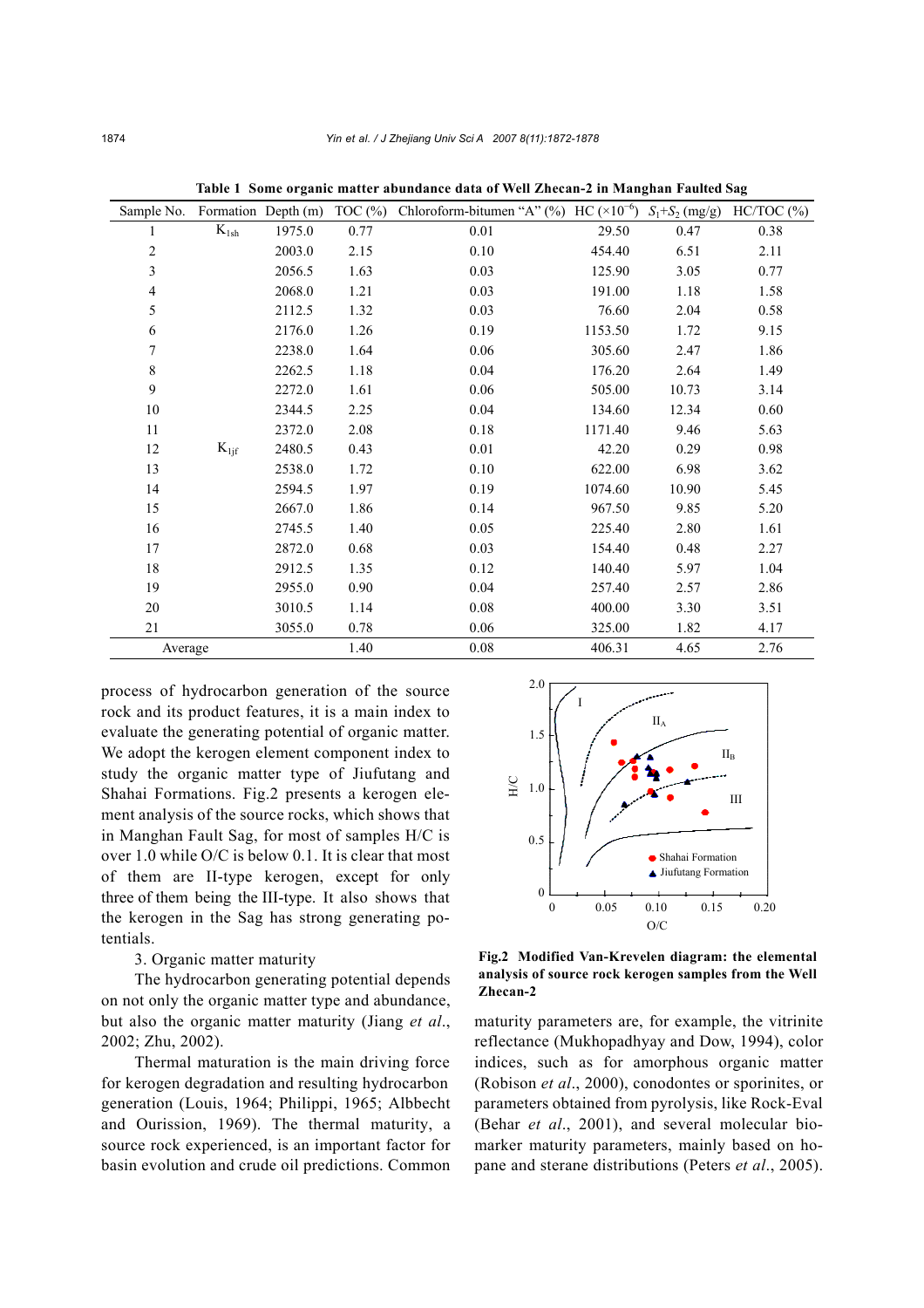**Table 1 Some organic matter abundance data of Well Zhecan-2 in Manghan Faulted Sag**

| Sample No. | Formation | Depth (m) | TOC (%) | Chloroform-bitumen "A" (%) | HC ($\times10^{-6}$) | $S_1$+$S_2$ (mg/g) | HC/TOC (%) |
|---|---|---|---|---|---|---|---|
| 1 | $K_{1sh}$ | 1975.0 | 0.77 | 0.01 | 29.50 | 0.47 | 0.38 |
| 2 | | 2003.0 | 2.15 | 0.10 | 454.40 | 6.51 | 2.11 |
| 3 | | 2056.5 | 1.63 | 0.03 | 125.90 | 3.05 | 0.77 |
| 4 | | 2068.0 | 1.21 | 0.03 | 191.00 | 1.18 | 1.58 |
| 5 | | 2112.5 | 1.32 | 0.03 | 76.60 | 2.04 | 0.58 |
| 6 | | 2176.0 | 1.26 | 0.19 | 1153.50 | 1.72 | 9.15 |
| 7 | | 2238.0 | 1.64 | 0.06 | 305.60 | 2.47 | 1.86 |
| 8 | | 2262.5 | 1.18 | 0.04 | 176.20 | 2.64 | 1.49 |
| 9 | | 2272.0 | 1.61 | 0.06 | 505.00 | 10.73 | 3.14 |
| 10 | | 2344.5 | 2.25 | 0.04 | 134.60 | 12.34 | 0.60 |
| 11 | | 2372.0 | 2.08 | 0.18 | 1171.40 | 9.46 | 5.63 |
| 12 | $K_{1jf}$ | 2480.5 | 0.43 | 0.01 | 42.20 | 0.29 | 0.98 |
| 13 | | 2538.0 | 1.72 | 0.10 | 622.00 | 6.98 | 3.62 |
| 14 | | 2594.5 | 1.97 | 0.19 | 1074.60 | 10.90 | 5.45 |
| 15 | | 2667.0 | 1.86 | 0.14 | 967.50 | 9.85 | 5.20 |
| 16 | | 2745.5 | 1.40 | 0.05 | 225.40 | 2.80 | 1.61 |
| 17 | | 2872.0 | 0.68 | 0.03 | 154.40 | 0.48 | 2.27 |
| 18 | | 2912.5 | 1.35 | 0.12 | 140.40 | 5.97 | 1.04 |
| 19 | | 2955.0 | 0.90 | 0.04 | 257.40 | 2.57 | 2.86 |
| 20 | | 3010.5 | 1.14 | 0.08 | 400.00 | 3.30 | 3.51 |
| 21 | | 3055.0 | 0.78 | 0.06 | 325.00 | 1.82 | 4.17 |
| Average | | | 1.40 | 0.08 | 406.31 | 4.65 | 2.76 |

process of hydrocarbon generation of the source rock and its product features, it is a main index to evaluate the generating potential of organic matter. We adopt the kerogen element component index to study the organic matter type of Jiufutang and Shahai Formations. Fig.2 presents a kerogen element analysis of the source rocks, which shows that in Manghan Fault Sag, for most of samples H/C is over 1.0 while O/C is below 0.1. It is clear that most of them are II-type kerogen, except for only three of them being the III-type. It also shows that the kerogen in the Sag has strong generating potentials.

3. Organic matter maturity

The hydrocarbon generating potential depends on not only the organic matter type and abundance, but also the organic matter maturity (Jiang *et al*., 2002; Zhu, 2002).

Thermal maturation is the main driving force for kerogen degradation and resulting hydrocarbon generation (Louis, 1964; Philippi, 1965; Albbecht and Ourission, 1969). The thermal maturity, a source rock experienced, is an important factor for basin evolution and crude oil predictions. Common maturity parameters are, for example, the vitrinite reflectance (Mukhopadhyay and Dow, 1994), color indices, such as for amorphous organic matter (Robison *et al*., 2000), conodontes or sporinites, or parameters obtained from pyrolysis, like Rock-Eval (Behar *et al*., 2001), and several molecular biomarker maturity parameters, mainly based on hopane and sterane distributions (Peters *et al*., 2005).

**Fig.2 Modified Van-Krevelen diagram: the elemental analysis of source rock kerogen samples from the Well Zhecan-2**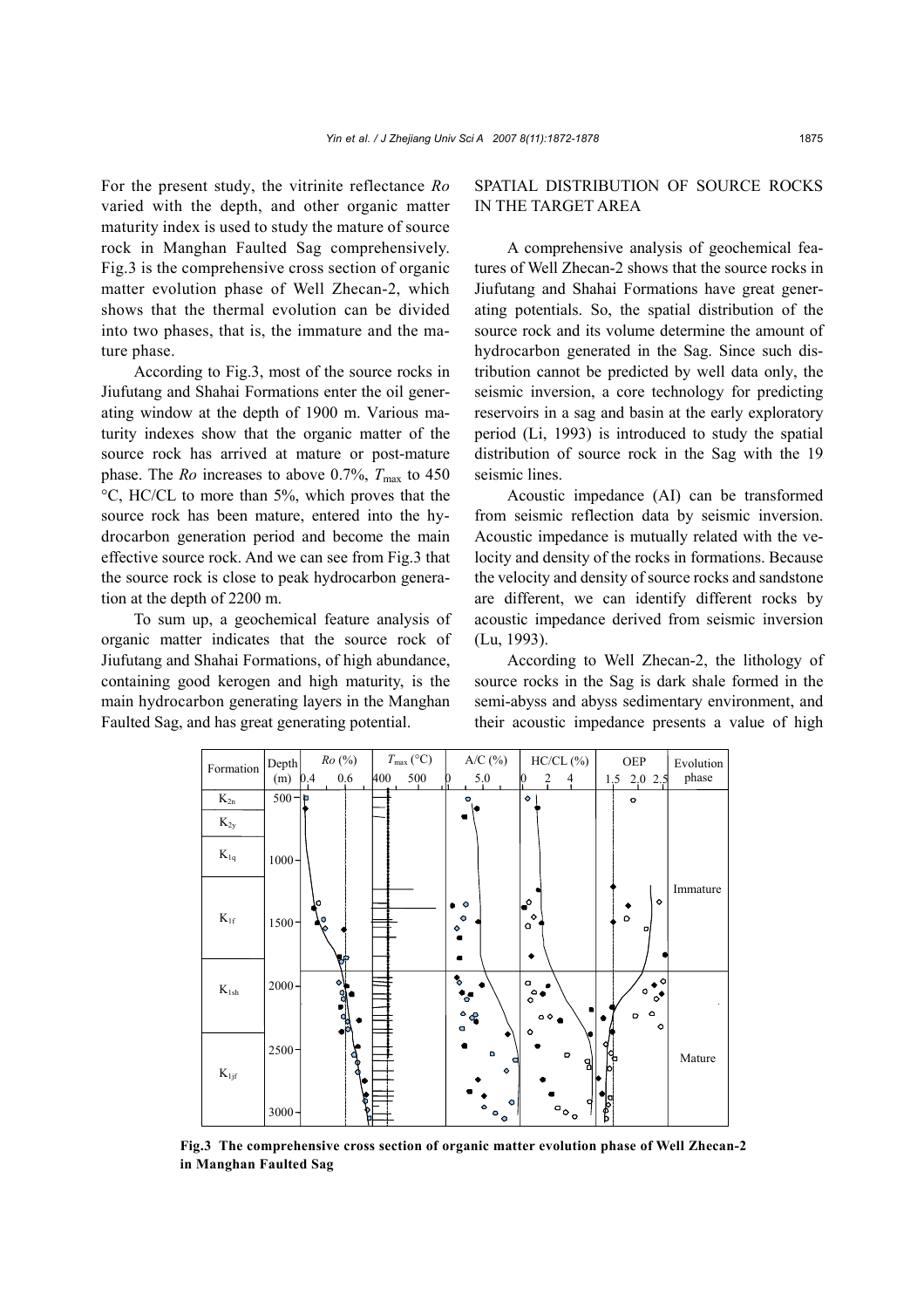For the present study, the vitrinite reflectance *Ro* varied with the depth, and other organic matter maturity index is used to study the mature of source rock in Manghan Faulted Sag comprehensively. Fig.3 is the comprehensive cross section of organic matter evolution phase of Well Zhecan-2, which shows that the thermal evolution can be divided into two phases, that is, the immature and the mature phase.

According to Fig.3, most of the source rocks in Jiufutang and Shahai Formations enter the oil generating window at the depth of 1900 m. Various maturity indexes show that the organic matter of the source rock has arrived at mature or post-mature phase. The *Ro* increases to above 0.7%, $T_{max}$ to 450 °C, HC/CL to more than 5%, which proves that the source rock has been mature, entered into the hydrocarbon generation period and become the main effective source rock. And we can see from Fig.3 that the source rock is close to peak hydrocarbon generation at the depth of 2200 m.

To sum up, a geochemical feature analysis of organic matter indicates that the source rock of Jiufutang and Shahai Formations, of high abundance, containing good kerogen and high maturity, is the main hydrocarbon generating layers in the Manghan Faulted Sag, and has great generating potential.

## SPATIAL DISTRIBUTION OF SOURCE ROCKS IN THE TARGET AREA

A comprehensive analysis of geochemical features of Well Zhecan-2 shows that the source rocks in Jiufutang and Shahai Formations have great generating potentials. So, the spatial distribution of the source rock and its volume determine the amount of hydrocarbon generated in the Sag. Since such distribution cannot be predicted by well data only, the seismic inversion, a core technology for predicting reservoirs in a sag and basin at the early exploratory period (Li, 1993) is introduced to study the spatial distribution of source rock in the Sag with the 19 seismic lines.

Acoustic impedance (AI) can be transformed from seismic reflection data by seismic inversion. Acoustic impedance is mutually related with the velocity and density of the rocks in formations. Because the velocity and density of source rocks and sandstone are different, we can identify different rocks by acoustic impedance derived from seismic inversion (Lu, 1993).

According to Well Zhecan-2, the lithology of source rocks in the Sag is dark shale formed in the semi-abyss and abyss sedimentary environment, and their acoustic impedance presents a value of high

**Fig.3 The comprehensive cross section of organic matter evolution phase of Well Zhecan-2 in Manghan Faulted Sag**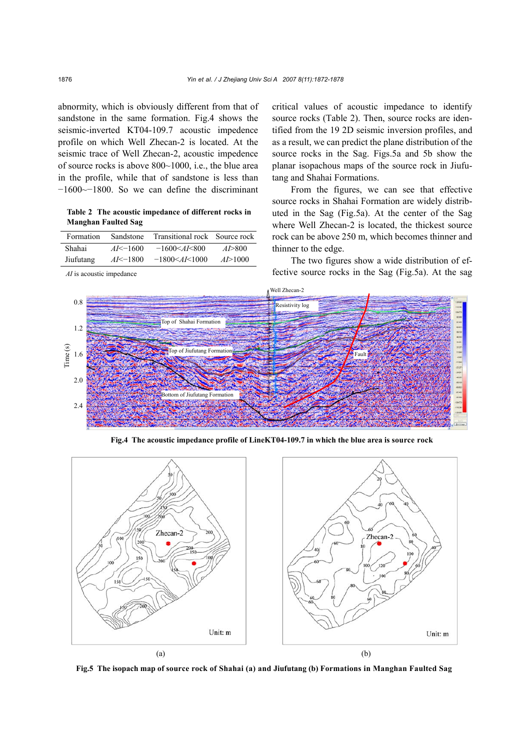abnormity, which is obviously different from that of sandstone in the same formation. Fig.4 shows the seismic-inverted KT04-109.7 acoustic impedence profile on which Well Zhecan-2 is located. At the seismic trace of Well Zhecan-2, acoustic impedence of source rocks is above 800~1000, i.e., the blue area in the profile, while that of sandstone is less than −1600~−1800. So we can define the discriminant critical values of acoustic impedance to identify source rocks (Table 2). Then, source rocks are identified from the 19 2D seismic inversion profiles, and as a result, we can predict the plane distribution of the source rocks in the Sag. Figs.5a and 5b show the planar isopachous maps of the source rock in Jiufutang and Shahai Formations.

**Table 2 The acoustic impedance of different rocks in Manghan Faulted Sag**

| Formation | Sandstone | Transitional rock | Source rock |
|---|---|---|---|
| Shahai | $AI<-1600$ | $-1600<AI<800$ | $AI>800$ |
| Jiufutang | $AI<-1800$ | $-1800<AI<1000$ | $AI>1000$ |

*AI* is acoustic impedance

From the figures, we can see that effective source rocks in Shahai Formation are widely distributed in the Sag (Fig.5a). At the center of the Sag where Well Zhecan-2 is located, the thickest source rock can be above 250 m, which becomes thinner and thinner to the edge.

The two figures show a wide distribution of effective source rocks in the Sag (Fig.5a). At the sag

**Fig.4 The acoustic impedance profile of LineKT04-109.7 in which the blue area is source rock**

**Fig.5 The isopach map of source rock of Shahai (a) and Jiufutang (b) Formations in Manghan Faulted Sag**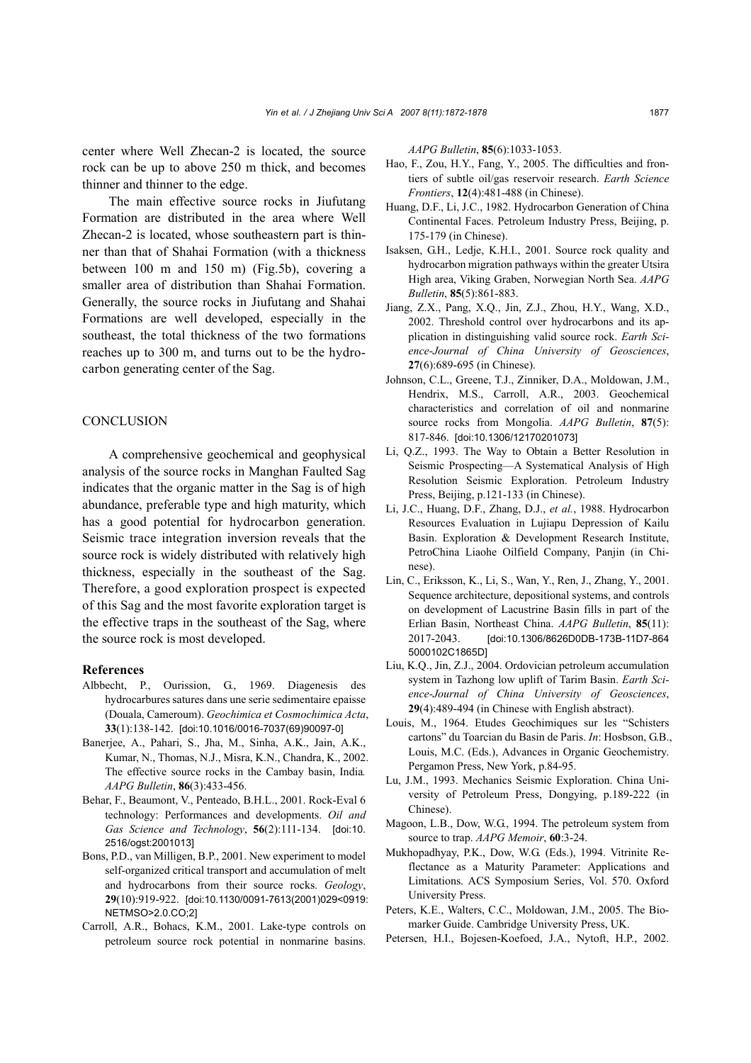center where Well Zhecan-2 is located, the source rock can be up to above 250 m thick, and becomes thinner and thinner to the edge.

The main effective source rocks in Jiufutang Formation are distributed in the area where Well Zhecan-2 is located, whose southeastern part is thinner than that of Shahai Formation (with a thickness between 100 m and 150 m) (Fig.5b), covering a smaller area of distribution than Shahai Formation. Generally, the source rocks in Jiufutang and Shahai Formations are well developed, especially in the southeast, the total thickness of the two formations reaches up to 300 m, and turns out to be the hydrocarbon generating center of the Sag.

## CONCLUSION

A comprehensive geochemical and geophysical analysis of the source rocks in Manghan Faulted Sag indicates that the organic matter in the Sag is of high abundance, preferable type and high maturity, which has a good potential for hydrocarbon generation. Seismic trace integration inversion reveals that the source rock is widely distributed with relatively high thickness, especially in the southeast of the Sag. Therefore, a good exploration prospect is expected of this Sag and the most favorite exploration target is the effective traps in the southeast of the Sag, where the source rock is most developed.

## References

Albbecht, P., Ourission, G., 1969. Diagenesis des hydrocarbures satures dans une serie sedimentaire epaisse (Douala, Cameroum). *Geochimica et Cosmochimica Acta*, **33**(1):138-142. [doi:10.1016/0016-7037(69)90097-0]

Banerjee, A., Pahari, S., Jha, M., Sinha, A.K., Jain, A.K., Kumar, N., Thomas, N.J., Misra, K.N., Chandra, K., 2002. The effective source rocks in the Cambay basin, India. *AAPG Bulletin*, **86**(3):433-456.

Behar, F., Beaumont, V., Penteado, B.H.L., 2001. Rock-Eval 6 technology: Performances and developments. *Oil and Gas Science and Technology*, **56**(2):111-134. [doi:10.2516/ogst:2001013]

Bons, P.D., van Milligen, B.P., 2001. New experiment to model self-organized critical transport and accumulation of melt and hydrocarbons from their source rocks. *Geology*, **29**(10):919-922. [doi:10.1130/0091-7613(2001)029<0919:NETMSO>2.0.CO;2]

Carroll, A.R., Bohacs, K.M., 2001. Lake-type controls on petroleum source rock potential in nonmarine basins. *AAPG Bulletin*, **85**(6):1033-1053.

Hao, F., Zou, H.Y., Fang, Y., 2005. The difficulties and frontiers of subtle oil/gas reservoir research. *Earth Science Frontiers*, **12**(4):481-488 (in Chinese).

Huang, D.F., Li, J.C., 1982. Hydrocarbon Generation of China Continental Faces. Petroleum Industry Press, Beijing, p. 175-179 (in Chinese).

Isaksen, G.H., Ledje, K.H.I., 2001. Source rock quality and hydrocarbon migration pathways within the greater Utsira High area, Viking Graben, Norwegian North Sea. *AAPG Bulletin*, **85**(5):861-883.

Jiang, Z.X., Pang, X.Q., Jin, Z.J., Zhou, H.Y., Wang, X.D., 2002. Threshold control over hydrocarbons and its application in distinguishing valid source rock. *Earth Science-Journal of China University of Geosciences*, **27**(6):689-695 (in Chinese).

Johnson, C.L., Greene, T.J., Zinniker, D.A., Moldowan, J.M., Hendrix, M.S., Carroll, A.R., 2003. Geochemical characteristics and correlation of oil and nonmarine source rocks from Mongolia. *AAPG Bulletin*, **87**(5): 817-846. [doi:10.1306/12170201073]

Li, Q.Z., 1993. The Way to Obtain a Better Resolution in Seismic Prospecting—A Systematical Analysis of High Resolution Seismic Exploration. Petroleum Industry Press, Beijing, p.121-133 (in Chinese).

Li, J.C., Huang, D.F., Zhang, D.J., *et al.*, 1988. Hydrocarbon Resources Evaluation in Lujiapu Depression of Kailu Basin. Exploration & Development Research Institute, PetroChina Liaohe Oilfield Company, Panjin (in Chinese).

Lin, C., Eriksson, K., Li, S., Wan, Y., Ren, J., Zhang, Y., 2001. Sequence architecture, depositional systems, and controls on development of Lacustrine Basin fills in part of the Erlian Basin, Northeast China. *AAPG Bulletin*, **85**(11): 2017-2043. [doi:10.1306/8626D0DB-173B-11D7-8645000102C1865D]

Liu, K.Q., Jin, Z.J., 2004. Ordovician petroleum accumulation system in Tazhong low uplift of Tarim Basin. *Earth Science-Journal of China University of Geosciences*, **29**(4):489-494 (in Chinese with English abstract).

Louis, M., 1964. Etudes Geochimiques sur les "Schisters cartons" du Toarcian du Basin de Paris. *In*: Hosbson, G.B., Louis, M.C. (Eds.), Advances in Organic Geochemistry. Pergamon Press, New York, p.84-95.

Lu, J.M., 1993. Mechanics Seismic Exploration. China University of Petroleum Press, Dongying, p.189-222 (in Chinese).

Magoon, L.B., Dow, W.G., 1994. The petroleum system from source to trap. *AAPG Memoir*, **60**:3-24.

Mukhopadhyay, P.K., Dow, W.G. (Eds.), 1994. Vitrinite Reflectance as a Maturity Parameter: Applications and Limitations. ACS Symposium Series, Vol. 570. Oxford University Press.

Peters, K.E., Walters, C.C., Moldowan, J.M., 2005. The Biomarker Guide. Cambridge University Press, UK.

Petersen, H.I., Bojesen-Koefoed, J.A., Nytoft, H.P., 2002.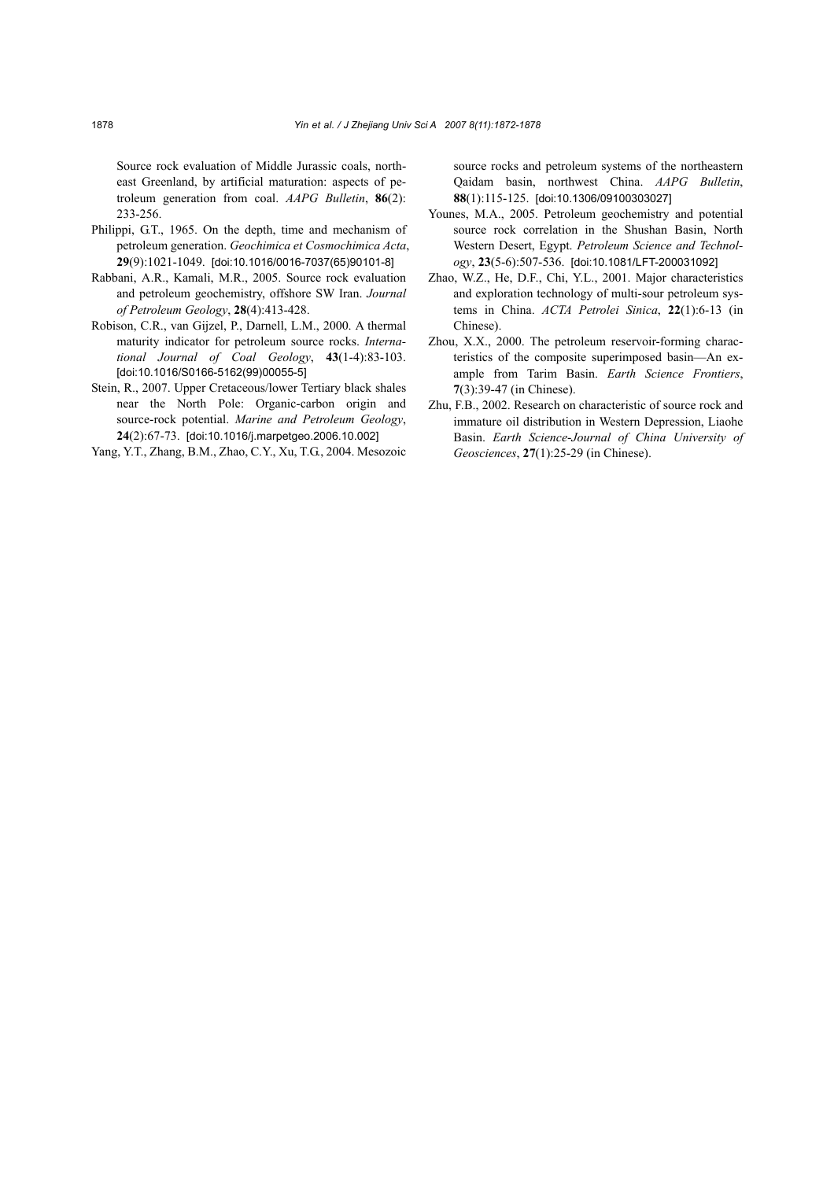Source rock evaluation of Middle Jurassic coals, northeast Greenland, by artificial maturation: aspects of petroleum generation from coal. *AAPG Bulletin*, **86**(2): 233-256.

Philippi, G.T., 1965. On the depth, time and mechanism of petroleum generation. *Geochimica et Cosmochimica Acta*, **29**(9):1021-1049. [doi:10.1016/0016-7037(65)90101-8]

Rabbani, A.R., Kamali, M.R., 2005. Source rock evaluation and petroleum geochemistry, offshore SW Iran. *Journal of Petroleum Geology*, **28**(4):413-428.

Robison, C.R., van Gijzel, P., Darnell, L.M., 2000. A thermal maturity indicator for petroleum source rocks. *International Journal of Coal Geology*, **43**(1-4):83-103. [doi:10.1016/S0166-5162(99)00055-5]

Stein, R., 2007. Upper Cretaceous/lower Tertiary black shales near the North Pole: Organic-carbon origin and source-rock potential. *Marine and Petroleum Geology*, **24**(2):67-73. [doi:10.1016/j.marpetgeo.2006.10.002]

Yang, Y.T., Zhang, B.M., Zhao, C.Y., Xu, T.G., 2004. Mesozoic source rocks and petroleum systems of the northeastern Qaidam basin, northwest China. *AAPG Bulletin*, **88**(1):115-125. [doi:10.1306/09100303027]

Younes, M.A., 2005. Petroleum geochemistry and potential source rock correlation in the Shushan Basin, North Western Desert, Egypt. *Petroleum Science and Technology*, **23**(5-6):507-536. [doi:10.1081/LFT-200031092]

Zhao, W.Z., He, D.F., Chi, Y.L., 2001. Major characteristics and exploration technology of multi-sour petroleum systems in China. *ACTA Petrolei Sinica*, **22**(1):6-13 (in Chinese).

Zhou, X.X., 2000. The petroleum reservoir-forming characteristics of the composite superimposed basin—An example from Tarim Basin. *Earth Science Frontiers*, **7**(3):39-47 (in Chinese).

Zhu, F.B., 2002. Research on characteristic of source rock and immature oil distribution in Western Depression, Liaohe Basin. *Earth Science-Journal of China University of Geosciences*, **27**(1):25-29 (in Chinese).